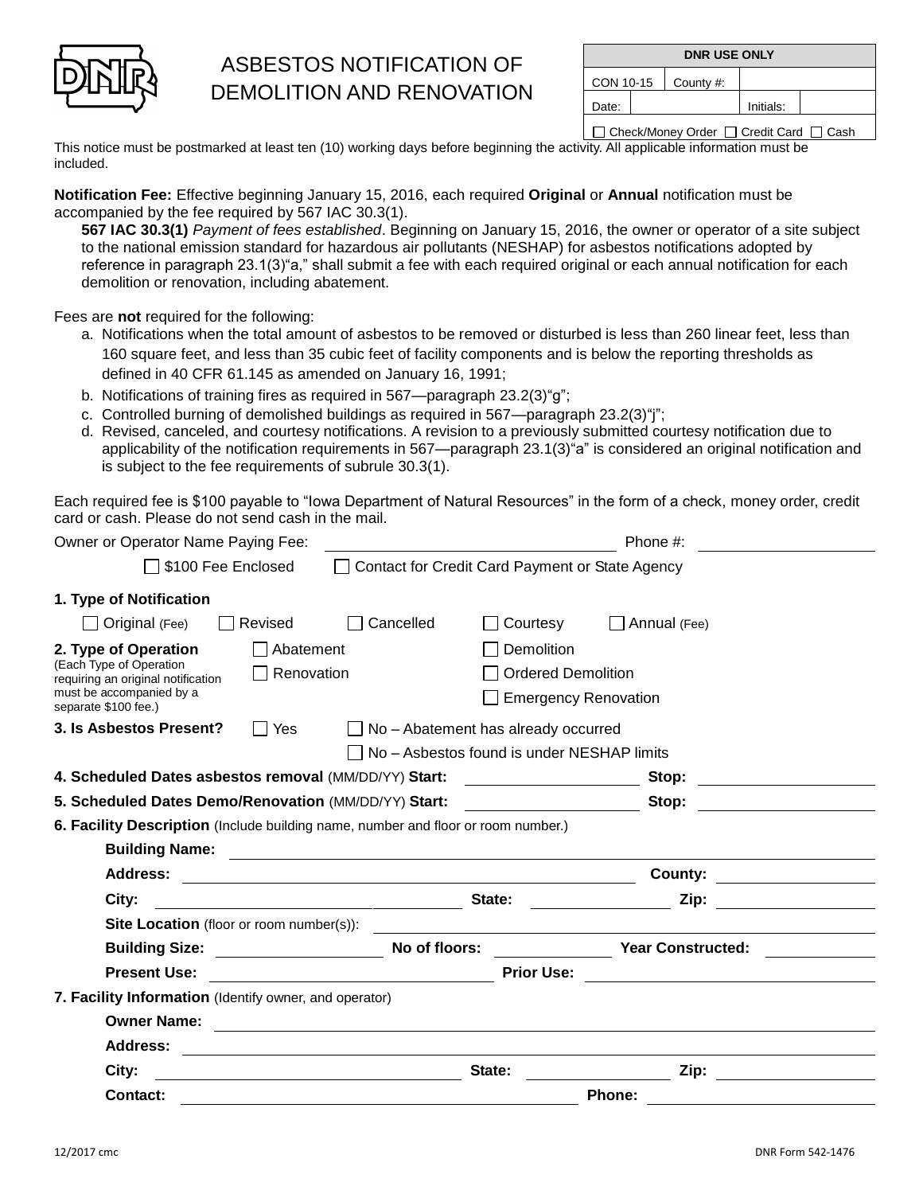# ASBESTOS NOTIFICATION OF DEMOLITION AND RENOVATION

| DNR USE ONLY | | | |
|---|---|---|---|
| CON 10-15 | County #: | | |
| Date: | | Initials: | |
| ☐ Check/Money Order ☐ Credit Card ☐ Cash | | | |

This notice must be postmarked at least ten (10) working days before beginning the activity. All applicable information must be included.

**Notification Fee:** Effective beginning January 15, 2016, each required **Original** or **Annual** notification must be accompanied by the fee required by 567 IAC 30.3(1).

**567 IAC 30.3(1)** *Payment of fees established*. Beginning on January 15, 2016, the owner or operator of a site subject to the national emission standard for hazardous air pollutants (NESHAP) for asbestos notifications adopted by reference in paragraph 23.1(3)"a," shall submit a fee with each required original or each annual notification for each demolition or renovation, including abatement.

Fees are **not** required for the following:

a. Notifications when the total amount of asbestos to be removed or disturbed is less than 260 linear feet, less than 160 square feet, and less than 35 cubic feet of facility components and is below the reporting thresholds as defined in 40 CFR 61.145 as amended on January 16, 1991;
b. Notifications of training fires as required in 567—paragraph 23.2(3)"g";
c. Controlled burning of demolished buildings as required in 567—paragraph 23.2(3)"j";
d. Revised, canceled, and courtesy notifications. A revision to a previously submitted courtesy notification due to applicability of the notification requirements in 567—paragraph 23.1(3)"a" is considered an original notification and is subject to the fee requirements of subrule 30.3(1).

Each required fee is $100 payable to "Iowa Department of Natural Resources" in the form of a check, money order, credit card or cash. Please do not send cash in the mail.

Owner or Operator Name Paying Fee: ____________________ Phone #: ____________

☐ $100 Fee Enclosed ☐ Contact for Credit Card Payment or State Agency

**1. Type of Notification**

☐ Original (Fee) ☐ Revised ☐ Cancelled ☐ Courtesy ☐ Annual (Fee)

**2. Type of Operation** (Each Type of Operation requiring an original notification must be accompanied by a separate $100 fee.)

☐ Abatement ☐ Demolition
☐ Renovation ☐ Ordered Demolition
☐ Emergency Renovation

**3. Is Asbestos Present?** ☐ Yes ☐ No – Abatement has already occurred
☐ No – Asbestos found is under NESHAP limits

**4. Scheduled Dates asbestos removal** (MM/DD/YY) **Start:** ____________ **Stop:** ____________

**5. Scheduled Dates Demo/Renovation** (MM/DD/YY) **Start:** ____________ **Stop:** ____________

**6. Facility Description** (Include building name, number and floor or room number.)

**Building Name:** ____________________

**Address:** ____________________ **County:** ____________

**City:** ____________ **State:** ____________ **Zip:** ____________

**Site Location** (floor or room number(s)): ____________________

**Building Size:** ____________ **No of floors:** ____________ **Year Constructed:** ____________

**Present Use:** ____________ **Prior Use:** ____________

**7. Facility Information** (Identify owner, and operator)

**Owner Name:** ____________________

**Address:** ____________________

**City:** ____________ **State:** ____________ **Zip:** ____________

**Contact:** ____________________ **Phone:** ____________

12/2017 cmc DNR Form 542-1476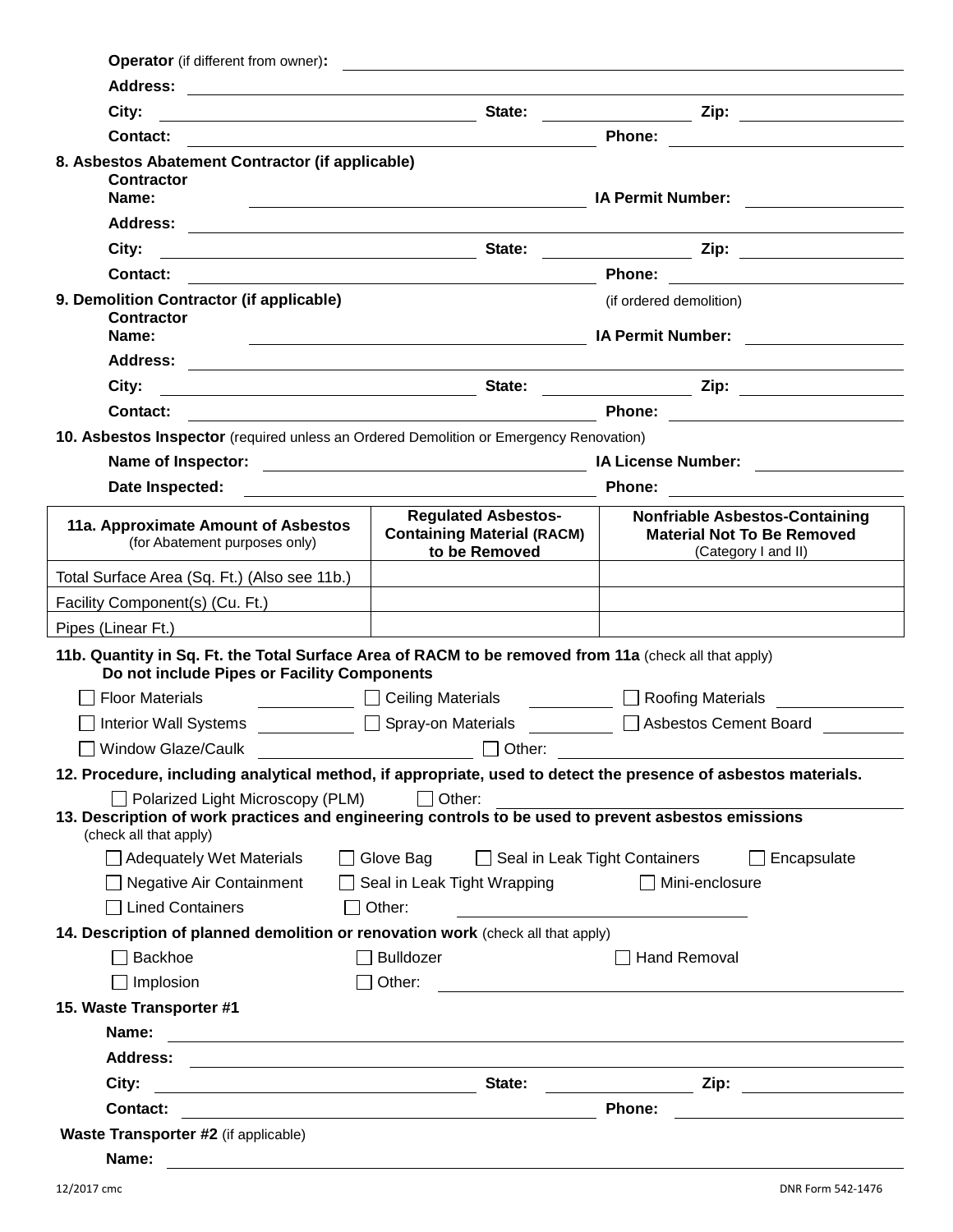**Operator** (if different from owner)**:** \_\_\_\_\_\_\_\_\_\_\_\_\_\_\_\_\_\_\_\_

**Address:** \_\_\_\_\_\_\_\_\_\_\_\_\_\_\_\_\_\_\_\_

**City:** \_\_\_\_\_\_\_\_\_\_ **State:** \_\_\_\_\_\_\_\_\_\_ **Zip:** \_\_\_\_\_\_\_\_\_\_

**Contact:** \_\_\_\_\_\_\_\_\_\_ **Phone:** \_\_\_\_\_\_\_\_\_\_

**8. Asbestos Abatement Contractor (if applicable)**

**Contractor Name:** \_\_\_\_\_\_\_\_\_\_ **IA Permit Number:** \_\_\_\_\_\_\_\_\_\_

**Address:** \_\_\_\_\_\_\_\_\_\_\_\_\_\_\_\_\_\_\_\_

**City:** \_\_\_\_\_\_\_\_\_\_ **State:** \_\_\_\_\_\_\_\_\_\_ **Zip:** \_\_\_\_\_\_\_\_\_\_

**Contact:** \_\_\_\_\_\_\_\_\_\_ **Phone:** \_\_\_\_\_\_\_\_\_\_

**9. Demolition Contractor (if applicable)** (if ordered demolition)

**Contractor Name:** \_\_\_\_\_\_\_\_\_\_ **IA Permit Number:** \_\_\_\_\_\_\_\_\_\_

**Address:** \_\_\_\_\_\_\_\_\_\_\_\_\_\_\_\_\_\_\_\_

**City:** \_\_\_\_\_\_\_\_\_\_ **State:** \_\_\_\_\_\_\_\_\_\_ **Zip:** \_\_\_\_\_\_\_\_\_\_

**Contact:** \_\_\_\_\_\_\_\_\_\_ **Phone:** \_\_\_\_\_\_\_\_\_\_

**10. Asbestos Inspector** (required unless an Ordered Demolition or Emergency Renovation)

**Name of Inspector:** \_\_\_\_\_\_\_\_\_\_ **IA License Number:** \_\_\_\_\_\_\_\_\_\_

**Date Inspected:** \_\_\_\_\_\_\_\_\_\_ **Phone:** \_\_\_\_\_\_\_\_\_\_

| **11a. Approximate Amount of Asbestos** (for Abatement purposes only) | **Regulated Asbestos-Containing Material (RACM) to be Removed** | **Nonfriable Asbestos-Containing Material Not To Be Removed** (Category I and II) |
|---|---|---|
| Total Surface Area (Sq. Ft.) (Also see 11b.) | | |
| Facility Component(s) (Cu. Ft.) | | |
| Pipes (Linear Ft.) | | |

**11b. Quantity in Sq. Ft. the Total Surface Area of RACM to be removed from 11a** (check all that apply)
**Do not include Pipes or Facility Components**

- ☐ Floor Materials \_\_\_\_\_\_ ☐ Ceiling Materials \_\_\_\_\_\_ ☐ Roofing Materials \_\_\_\_\_\_
- ☐ Interior Wall Systems \_\_\_\_\_\_ ☐ Spray-on Materials \_\_\_\_\_\_ ☐ Asbestos Cement Board \_\_\_\_\_\_
- ☐ Window Glaze/Caulk \_\_\_\_\_\_ ☐ Other: \_\_\_\_\_\_

**12. Procedure, including analytical method, if appropriate, used to detect the presence of asbestos materials.**

☐ Polarized Light Microscopy (PLM) ☐ Other: \_\_\_\_\_\_

**13. Description of work practices and engineering controls to be used to prevent asbestos emissions** (check all that apply)

- ☐ Adequately Wet Materials ☐ Glove Bag ☐ Seal in Leak Tight Containers ☐ Encapsulate
- ☐ Negative Air Containment ☐ Seal in Leak Tight Wrapping ☐ Mini-enclosure
- ☐ Lined Containers ☐ Other: \_\_\_\_\_\_

**14. Description of planned demolition or renovation work** (check all that apply)

- ☐ Backhoe ☐ Bulldozer ☐ Hand Removal
- ☐ Implosion ☐ Other: \_\_\_\_\_\_

**15. Waste Transporter #1**

**Name:** \_\_\_\_\_\_\_\_\_\_\_\_\_\_\_\_\_\_\_\_

**Address:** \_\_\_\_\_\_\_\_\_\_\_\_\_\_\_\_\_\_\_\_

**City:** \_\_\_\_\_\_\_\_\_\_ **State:** \_\_\_\_\_\_\_\_\_\_ **Zip:** \_\_\_\_\_\_\_\_\_\_

**Contact:** \_\_\_\_\_\_\_\_\_\_ **Phone:** \_\_\_\_\_\_\_\_\_\_

**Waste Transporter #2** (if applicable)

**Name:** \_\_\_\_\_\_\_\_\_\_\_\_\_\_\_\_\_\_\_\_

12/2017 cmc DNR Form 542-1476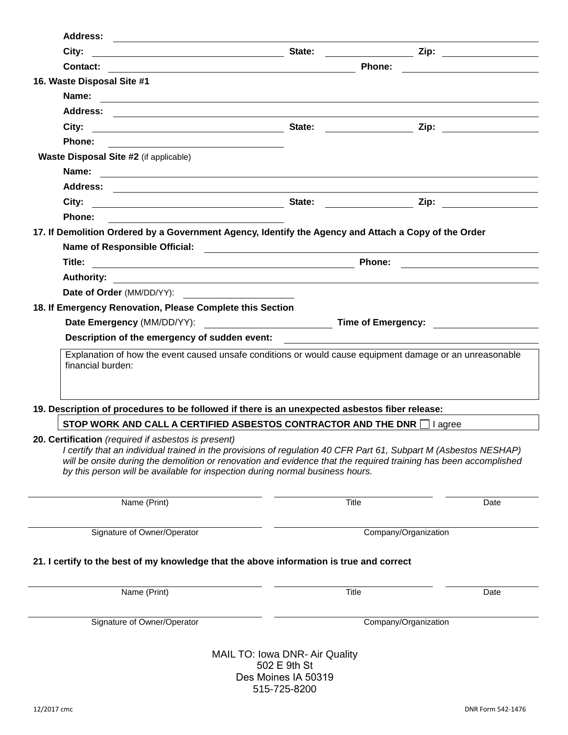**Address:** ______________________________

**City:** ______________ **State:** ________ **Zip:** ________

**Contact:** ______________________ **Phone:** ______________

**16. Waste Disposal Site #1**

**Name:** ______________________________

**Address:** ______________________________

**City:** ______________ **State:** ________ **Zip:** ________

**Phone:** ______________

**Waste Disposal Site #2** (if applicable)

**Name:** ______________________________

**Address:** ______________________________

**City:** ______________ **State:** ________ **Zip:** ________

**Phone:** ______________

**17. If Demolition Ordered by a Government Agency, Identify the Agency and Attach a Copy of the Order**

**Name of Responsible Official:** ______________________________

**Title:** ______________________ **Phone:** ______________

**Authority:** ______________________________

**Date of Order** (MM/DD/YY): ______________

**18. If Emergency Renovation, Please Complete this Section**

**Date Emergency** (MM/DD/YY): ______________ **Time of Emergency:** ______________

**Description of the emergency of sudden event:** ______________________________

Explanation of how the event caused unsafe conditions or would cause equipment damage or an unreasonable financial burden:

**19. Description of procedures to be followed if there is an unexpected asbestos fiber release:**

**STOP WORK AND CALL A CERTIFIED ASBESTOS CONTRACTOR AND THE DNR** ☐ I agree

**20. Certification** *(required if asbestos is present)*

*I certify that an individual trained in the provisions of regulation 40 CFR Part 61, Subpart M (Asbestos NESHAP) will be onsite during the demolition or renovation and evidence that the required training has been accomplished by this person will be available for inspection during normal business hours.*

| Name (Print) | Title | Date |
|---|---|---|
| Signature of Owner/Operator | Company/Organization | |

**21. I certify to the best of my knowledge that the above information is true and correct**

| Name (Print) | Title | Date |
|---|---|---|
| Signature of Owner/Operator | Company/Organization | |

MAIL TO: Iowa DNR- Air Quality
502 E 9th St
Des Moines IA 50319
515-725-8200

12/2017 cmc DNR Form 542-1476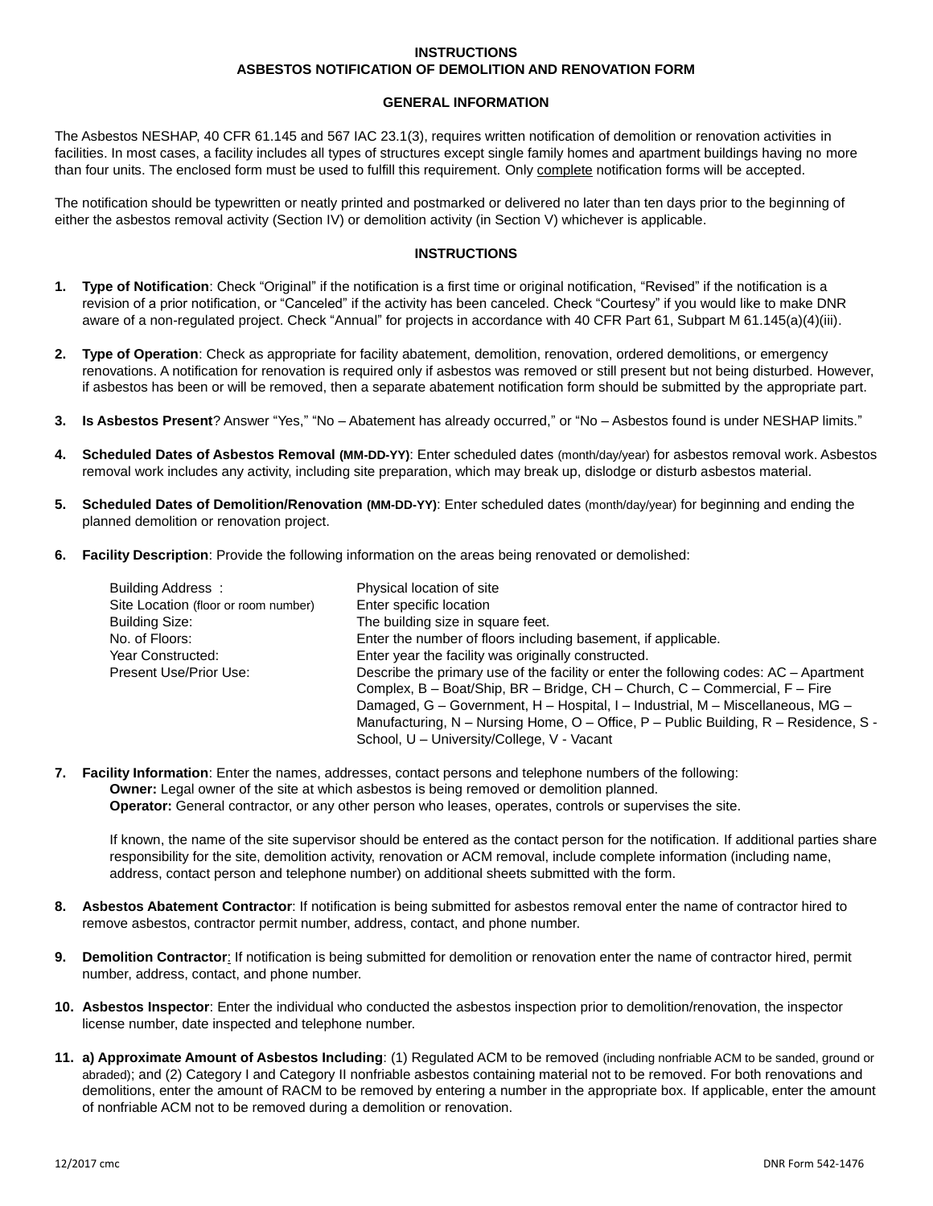**INSTRUCTIONS**
**ASBESTOS NOTIFICATION OF DEMOLITION AND RENOVATION FORM**

**GENERAL INFORMATION**

The Asbestos NESHAP, 40 CFR 61.145 and 567 IAC 23.1(3), requires written notification of demolition or renovation activities in facilities. In most cases, a facility includes all types of structures except single family homes and apartment buildings having no more than four units. The enclosed form must be used to fulfill this requirement. Only complete notification forms will be accepted.

The notification should be typewritten or neatly printed and postmarked or delivered no later than ten days prior to the beginning of either the asbestos removal activity (Section IV) or demolition activity (in Section V) whichever is applicable.

**INSTRUCTIONS**

1. **Type of Notification**: Check "Original" if the notification is a first time or original notification, "Revised" if the notification is a revision of a prior notification, or "Canceled" if the activity has been canceled. Check "Courtesy" if you would like to make DNR aware of a non-regulated project. Check "Annual" for projects in accordance with 40 CFR Part 61, Subpart M 61.145(a)(4)(iii).

2. **Type of Operation**: Check as appropriate for facility abatement, demolition, renovation, ordered demolitions, or emergency renovations. A notification for renovation is required only if asbestos was removed or still present but not being disturbed. However, if asbestos has been or will be removed, then a separate abatement notification form should be submitted by the appropriate part.

3. **Is Asbestos Present**? Answer "Yes," "No – Abatement has already occurred," or "No – Asbestos found is under NESHAP limits."

4. **Scheduled Dates of Asbestos Removal (MM-DD-YY)**: Enter scheduled dates (month/day/year) for asbestos removal work. Asbestos removal work includes any activity, including site preparation, which may break up, dislodge or disturb asbestos material.

5. **Scheduled Dates of Demolition/Renovation (MM-DD-YY)**: Enter scheduled dates (month/day/year) for beginning and ending the planned demolition or renovation project.

6. **Facility Description**: Provide the following information on the areas being renovated or demolished:

| | |
|---|---|
| Building Address : | Physical location of site |
| Site Location (floor or room number) | Enter specific location |
| Building Size: | The building size in square feet. |
| No. of Floors: | Enter the number of floors including basement, if applicable. |
| Year Constructed: | Enter year the facility was originally constructed. |
| Present Use/Prior Use: | Describe the primary use of the facility or enter the following codes: AC – Apartment Complex, B – Boat/Ship, BR – Bridge, CH – Church, C – Commercial, F – Fire Damaged, G – Government, H – Hospital, I – Industrial, M – Miscellaneous, MG – Manufacturing, N – Nursing Home, O – Office, P – Public Building, R – Residence, S - School, U – University/College, V - Vacant |

7. **Facility Information**: Enter the names, addresses, contact persons and telephone numbers of the following:
   **Owner:** Legal owner of the site at which asbestos is being removed or demolition planned.
   **Operator:** General contractor, or any other person who leases, operates, controls or supervises the site.

   If known, the name of the site supervisor should be entered as the contact person for the notification. If additional parties share responsibility for the site, demolition activity, renovation or ACM removal, include complete information (including name, address, contact person and telephone number) on additional sheets submitted with the form.

8. **Asbestos Abatement Contractor**: If notification is being submitted for asbestos removal enter the name of contractor hired to remove asbestos, contractor permit number, address, contact, and phone number.

9. **Demolition Contractor**: If notification is being submitted for demolition or renovation enter the name of contractor hired, permit number, address, contact, and phone number.

10. **Asbestos Inspector**: Enter the individual who conducted the asbestos inspection prior to demolition/renovation, the inspector license number, date inspected and telephone number.

11. **a) Approximate Amount of Asbestos Including**: (1) Regulated ACM to be removed (including nonfriable ACM to be sanded, ground or abraded); and (2) Category I and Category II nonfriable asbestos containing material not to be removed. For both renovations and demolitions, enter the amount of RACM to be removed by entering a number in the appropriate box. If applicable, enter the amount of nonfriable ACM not to be removed during a demolition or renovation.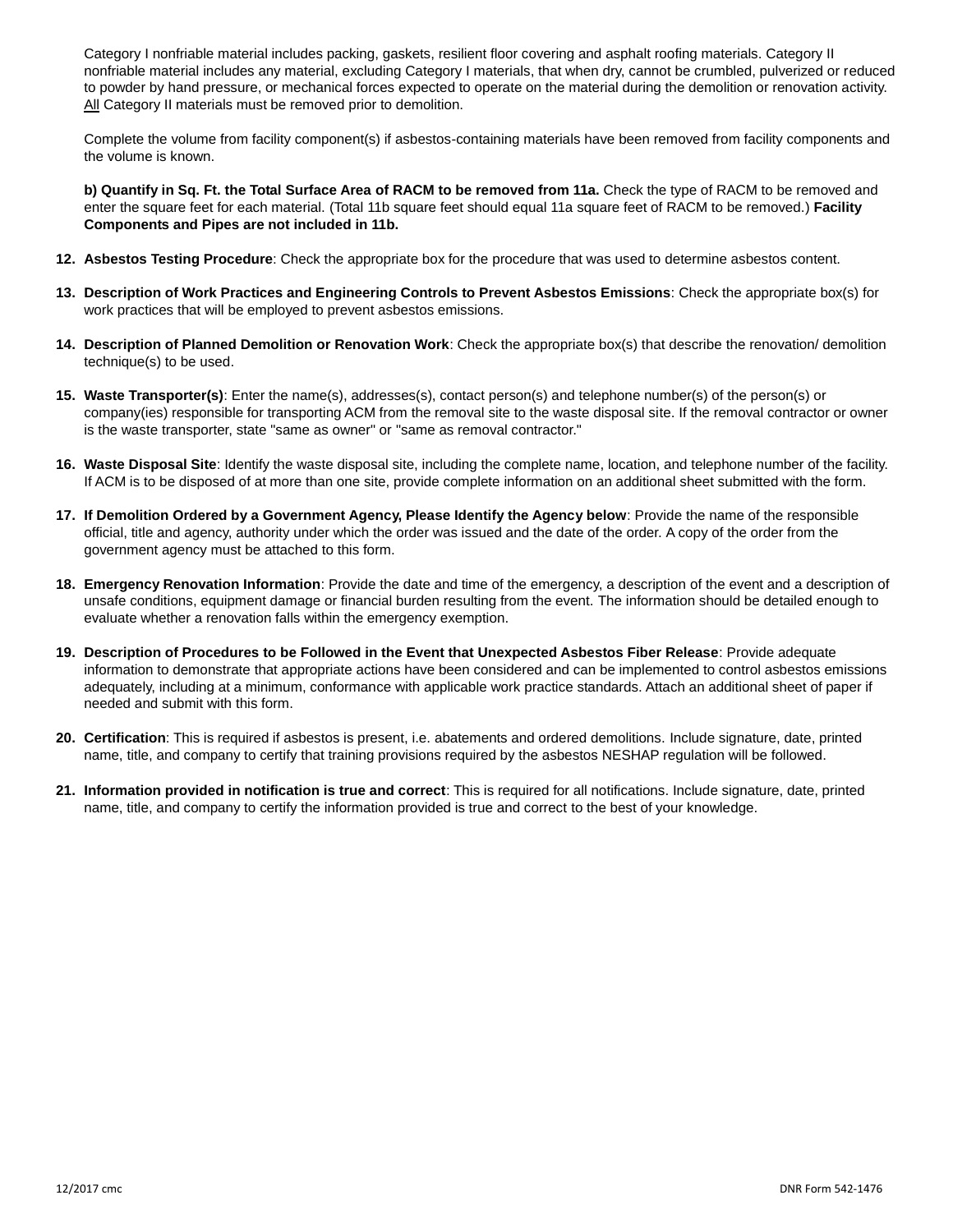Category I nonfriable material includes packing, gaskets, resilient floor covering and asphalt roofing materials. Category II nonfriable material includes any material, excluding Category I materials, that when dry, cannot be crumbled, pulverized or reduced to powder by hand pressure, or mechanical forces expected to operate on the material during the demolition or renovation activity. <u>All</u> Category II materials must be removed prior to demolition.

Complete the volume from facility component(s) if asbestos-containing materials have been removed from facility components and the volume is known.

**b) Quantify in Sq. Ft. the Total Surface Area of RACM to be removed from 11a.** Check the type of RACM to be removed and enter the square feet for each material. (Total 11b square feet should equal 11a square feet of RACM to be removed.) **Facility Components and Pipes are not included in 11b.**

12. **Asbestos Testing Procedure**: Check the appropriate box for the procedure that was used to determine asbestos content.

13. **Description of Work Practices and Engineering Controls to Prevent Asbestos Emissions**: Check the appropriate box(s) for work practices that will be employed to prevent asbestos emissions.

14. **Description of Planned Demolition or Renovation Work**: Check the appropriate box(s) that describe the renovation/ demolition technique(s) to be used.

15. **Waste Transporter(s)**: Enter the name(s), addresses(s), contact person(s) and telephone number(s) of the person(s) or company(ies) responsible for transporting ACM from the removal site to the waste disposal site. If the removal contractor or owner is the waste transporter, state "same as owner" or "same as removal contractor."

16. **Waste Disposal Site**: Identify the waste disposal site, including the complete name, location, and telephone number of the facility. If ACM is to be disposed of at more than one site, provide complete information on an additional sheet submitted with the form.

17. **If Demolition Ordered by a Government Agency, Please Identify the Agency below**: Provide the name of the responsible official, title and agency, authority under which the order was issued and the date of the order. A copy of the order from the government agency must be attached to this form.

18. **Emergency Renovation Information**: Provide the date and time of the emergency, a description of the event and a description of unsafe conditions, equipment damage or financial burden resulting from the event. The information should be detailed enough to evaluate whether a renovation falls within the emergency exemption.

19. **Description of Procedures to be Followed in the Event that Unexpected Asbestos Fiber Release**: Provide adequate information to demonstrate that appropriate actions have been considered and can be implemented to control asbestos emissions adequately, including at a minimum, conformance with applicable work practice standards. Attach an additional sheet of paper if needed and submit with this form.

20. **Certification**: This is required if asbestos is present, i.e. abatements and ordered demolitions. Include signature, date, printed name, title, and company to certify that training provisions required by the asbestos NESHAP regulation will be followed.

21. **Information provided in notification is true and correct**: This is required for all notifications. Include signature, date, printed name, title, and company to certify the information provided is true and correct to the best of your knowledge.